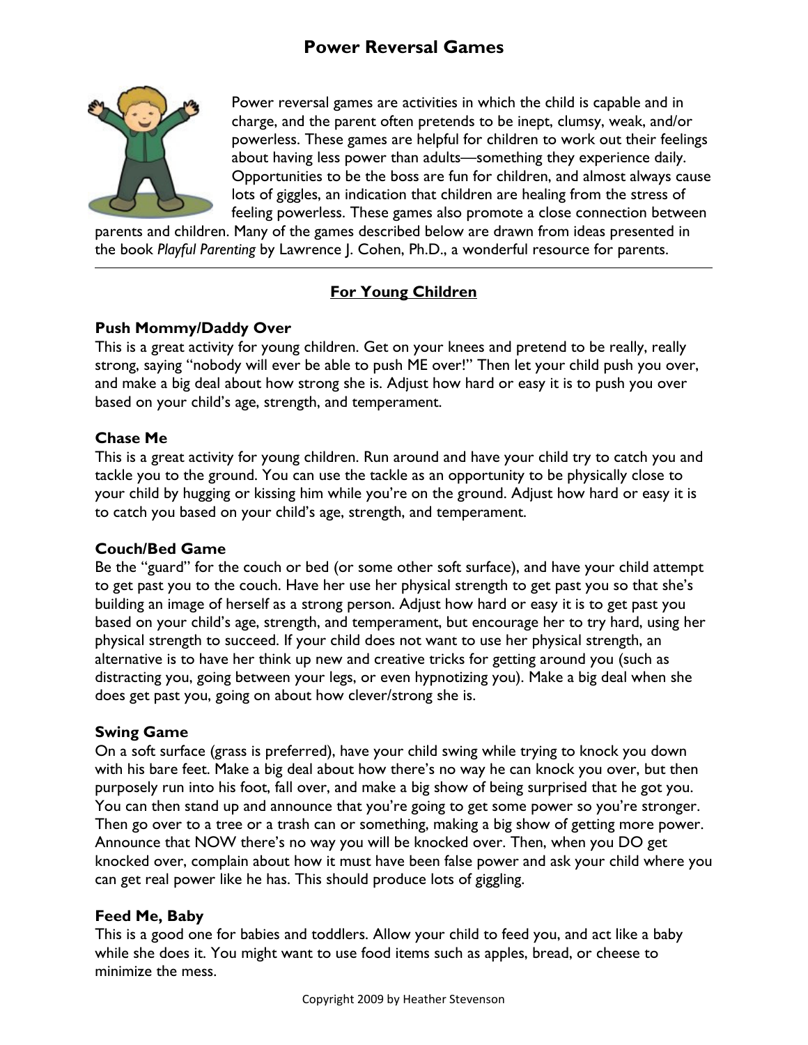# Power Reversal Games

Power reversal games are activities in which the child is capable and in charge, and the parent often pretends to be inept, clumsy, weak, and/or powerless. These games are helpful for children to work out their feelings about having less power than adults—something they experience daily. Opportunities to be the boss are fun for children, and almost always cause lots of giggles, an indication that children are healing from the stress of feeling powerless. These games also promote a close connection between parents and children. Many of the games described below are drawn from ideas presented in the book *Playful Parenting* by Lawrence J. Cohen, Ph.D., a wonderful resource for parents.

---

## For Young Children

### Push Mommy/Daddy Over

This is a great activity for young children. Get on your knees and pretend to be really, really strong, saying "nobody will ever be able to push ME over!" Then let your child push you over, and make a big deal about how strong she is. Adjust how hard or easy it is to push you over based on your child's age, strength, and temperament.

### Chase Me

This is a great activity for young children. Run around and have your child try to catch you and tackle you to the ground. You can use the tackle as an opportunity to be physically close to your child by hugging or kissing him while you're on the ground. Adjust how hard or easy it is to catch you based on your child's age, strength, and temperament.

### Couch/Bed Game

Be the "guard" for the couch or bed (or some other soft surface), and have your child attempt to get past you to the couch. Have her use her physical strength to get past you so that she's building an image of herself as a strong person. Adjust how hard or easy it is to get past you based on your child's age, strength, and temperament, but encourage her to try hard, using her physical strength to succeed. If your child does not want to use her physical strength, an alternative is to have her think up new and creative tricks for getting around you (such as distracting you, going between your legs, or even hypnotizing you). Make a big deal when she does get past you, going on about how clever/strong she is.

### Swing Game

On a soft surface (grass is preferred), have your child swing while trying to knock you down with his bare feet. Make a big deal about how there's no way he can knock you over, but then purposely run into his foot, fall over, and make a big show of being surprised that he got you. You can then stand up and announce that you're going to get some power so you're stronger. Then go over to a tree or a trash can or something, making a big show of getting more power. Announce that NOW there's no way you will be knocked over. Then, when you DO get knocked over, complain about how it must have been false power and ask your child where you can get real power like he has. This should produce lots of giggling.

### Feed Me, Baby

This is a good one for babies and toddlers. Allow your child to feed you, and act like a baby while she does it. You might want to use food items such as apples, bread, or cheese to minimize the mess.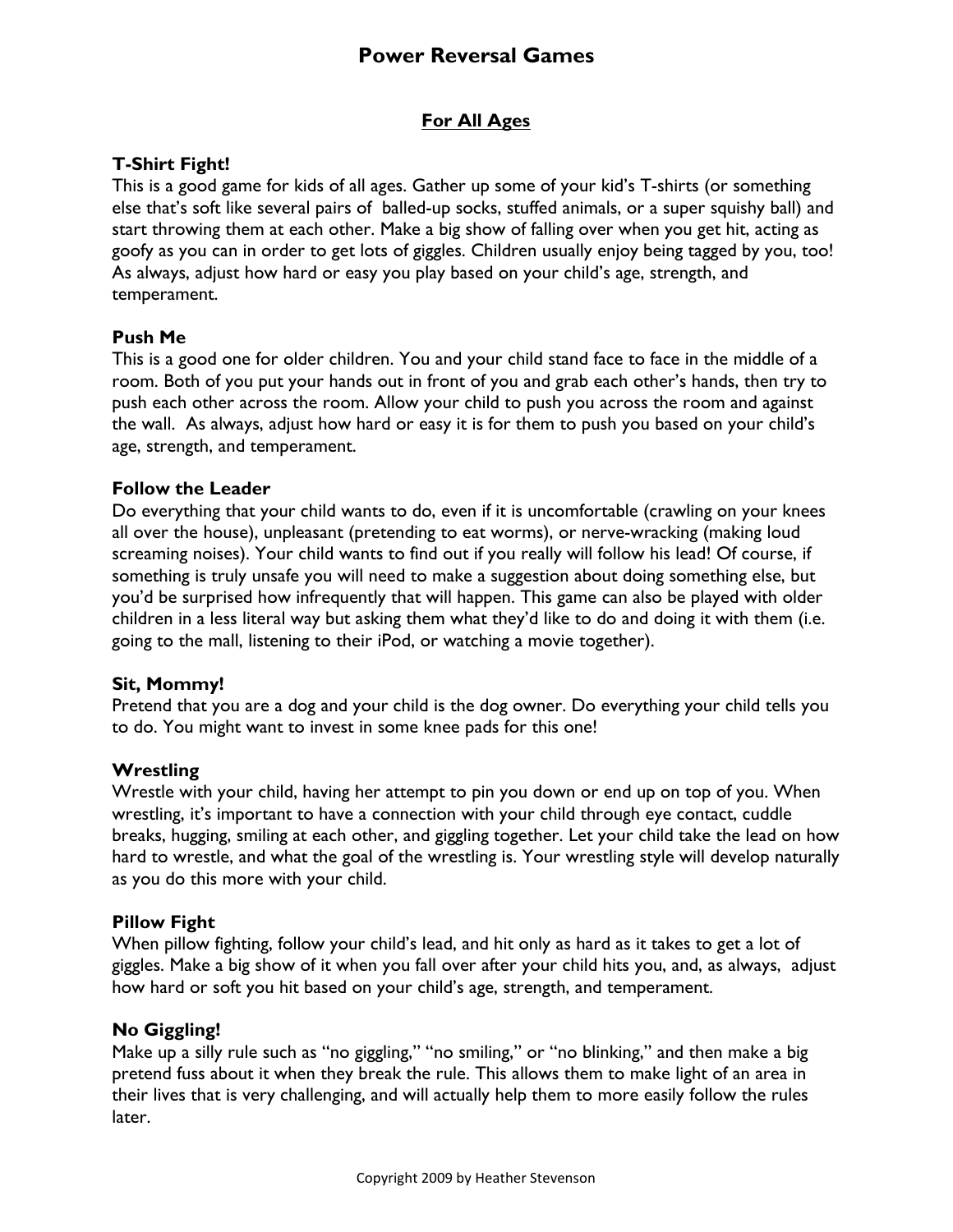# Power Reversal Games

## For All Ages

### T-Shirt Fight!

This is a good game for kids of all ages. Gather up some of your kid's T-shirts (or something else that's soft like several pairs of balled-up socks, stuffed animals, or a super squishy ball) and start throwing them at each other. Make a big show of falling over when you get hit, acting as goofy as you can in order to get lots of giggles. Children usually enjoy being tagged by you, too! As always, adjust how hard or easy you play based on your child's age, strength, and temperament.

### Push Me

This is a good one for older children. You and your child stand face to face in the middle of a room. Both of you put your hands out in front of you and grab each other's hands, then try to push each other across the room. Allow your child to push you across the room and against the wall. As always, adjust how hard or easy it is for them to push you based on your child's age, strength, and temperament.

### Follow the Leader

Do everything that your child wants to do, even if it is uncomfortable (crawling on your knees all over the house), unpleasant (pretending to eat worms), or nerve-wracking (making loud screaming noises). Your child wants to find out if you really will follow his lead! Of course, if something is truly unsafe you will need to make a suggestion about doing something else, but you'd be surprised how infrequently that will happen. This game can also be played with older children in a less literal way but asking them what they'd like to do and doing it with them (i.e. going to the mall, listening to their iPod, or watching a movie together).

### Sit, Mommy!

Pretend that you are a dog and your child is the dog owner. Do everything your child tells you to do. You might want to invest in some knee pads for this one!

### Wrestling

Wrestle with your child, having her attempt to pin you down or end up on top of you. When wrestling, it's important to have a connection with your child through eye contact, cuddle breaks, hugging, smiling at each other, and giggling together. Let your child take the lead on how hard to wrestle, and what the goal of the wrestling is. Your wrestling style will develop naturally as you do this more with your child.

### Pillow Fight

When pillow fighting, follow your child's lead, and hit only as hard as it takes to get a lot of giggles. Make a big show of it when you fall over after your child hits you, and, as always, adjust how hard or soft you hit based on your child's age, strength, and temperament.

### No Giggling!

Make up a silly rule such as "no giggling," "no smiling," or "no blinking," and then make a big pretend fuss about it when they break the rule. This allows them to make light of an area in their lives that is very challenging, and will actually help them to more easily follow the rules later.

Copyright 2009 by Heather Stevenson